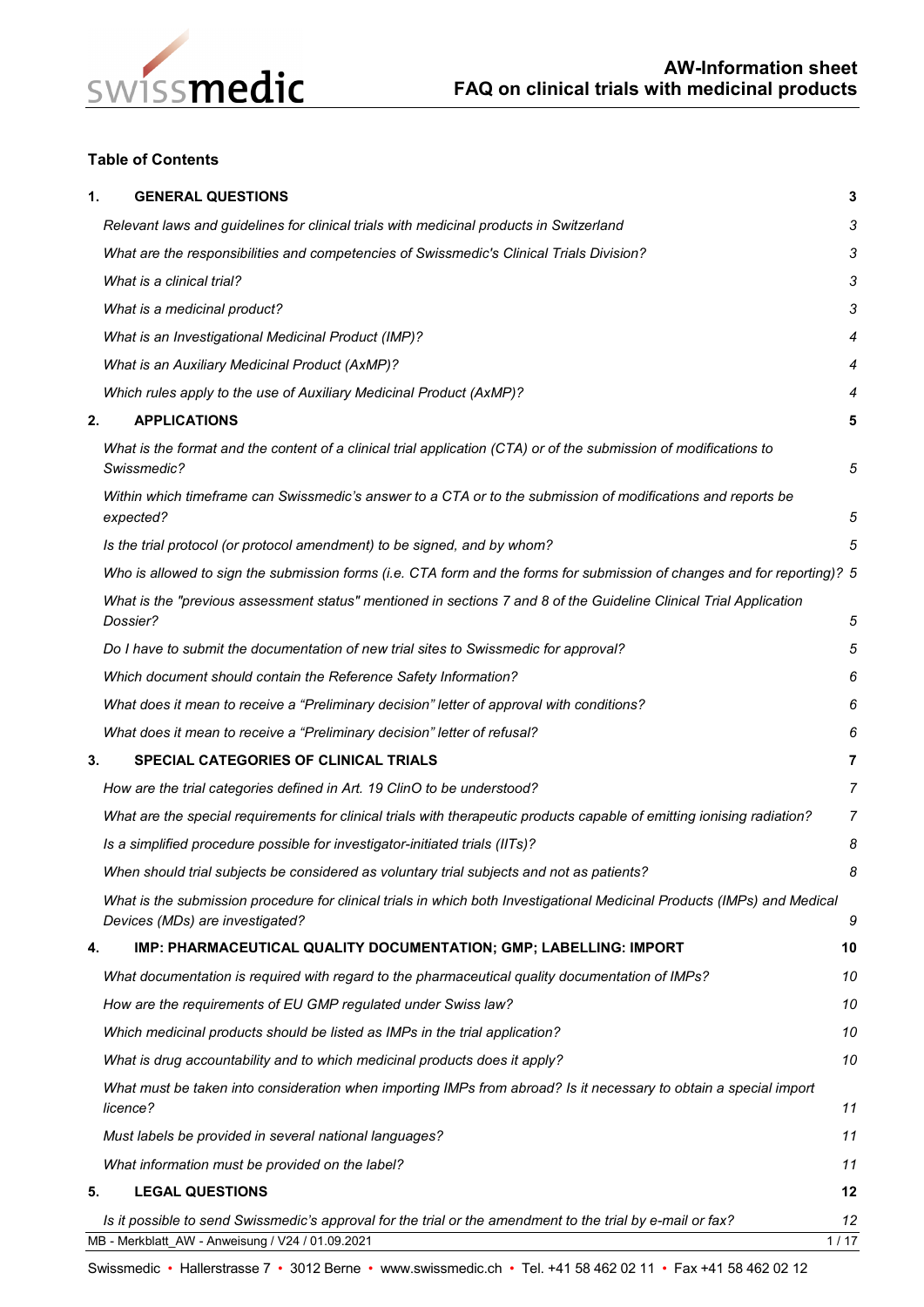# AW-Information sheet
# FAQ on clinical trials with medicinal products

## Table of Contents

| | | |
|---|---|---|
| **1.** | **GENERAL QUESTIONS** | **3** |
| | *Relevant laws and guidelines for clinical trials with medicinal products in Switzerland* | *3* |
| | *What are the responsibilities and competencies of Swissmedic's Clinical Trials Division?* | *3* |
| | *What is a clinical trial?* | *3* |
| | *What is a medicinal product?* | *3* |
| | *What is an Investigational Medicinal Product (IMP)?* | *4* |
| | *What is an Auxiliary Medicinal Product (AxMP)?* | *4* |
| | *Which rules apply to the use of Auxiliary Medicinal Product (AxMP)?* | *4* |
| **2.** | **APPLICATIONS** | **5** |
| | *What is the format and the content of a clinical trial application (CTA) or of the submission of modifications to Swissmedic?* | *5* |
| | *Within which timeframe can Swissmedic's answer to a CTA or to the submission of modifications and reports be expected?* | *5* |
| | *Is the trial protocol (or protocol amendment) to be signed, and by whom?* | *5* |
| | *Who is allowed to sign the submission forms (i.e. CTA form and the forms for submission of changes and for reporting)?* | *5* |
| | *What is the "previous assessment status" mentioned in sections 7 and 8 of the Guideline Clinical Trial Application Dossier?* | *5* |
| | *Do I have to submit the documentation of new trial sites to Swissmedic for approval?* | *5* |
| | *Which document should contain the Reference Safety Information?* | *6* |
| | *What does it mean to receive a "Preliminary decision" letter of approval with conditions?* | *6* |
| | *What does it mean to receive a "Preliminary decision" letter of refusal?* | *6* |
| **3.** | **SPECIAL CATEGORIES OF CLINICAL TRIALS** | **7** |
| | *How are the trial categories defined in Art. 19 ClinO to be understood?* | *7* |
| | *What are the special requirements for clinical trials with therapeutic products capable of emitting ionising radiation?* | *7* |
| | *Is a simplified procedure possible for investigator-initiated trials (IITs)?* | *8* |
| | *When should trial subjects be considered as voluntary trial subjects and not as patients?* | *8* |
| | *What is the submission procedure for clinical trials in which both Investigational Medicinal Products (IMPs) and Medical Devices (MDs) are investigated?* | *9* |
| **4.** | **IMP: PHARMACEUTICAL QUALITY DOCUMENTATION; GMP; LABELLING: IMPORT** | **10** |
| | *What documentation is required with regard to the pharmaceutical quality documentation of IMPs?* | *10* |
| | *How are the requirements of EU GMP regulated under Swiss law?* | *10* |
| | *Which medicinal products should be listed as IMPs in the trial application?* | *10* |
| | *What is drug accountability and to which medicinal products does it apply?* | *10* |
| | *What must be taken into consideration when importing IMPs from abroad? Is it necessary to obtain a special import licence?* | *11* |
| | *Must labels be provided in several national languages?* | *11* |
| | *What information must be provided on the label?* | *11* |
| **5.** | **LEGAL QUESTIONS** | **12** |
| | *Is it possible to send Swissmedic's approval for the trial or the amendment to the trial by e-mail or fax?* | *12* |

MB - Merkblatt_AW - Anweisung / V24 / 01.09.2021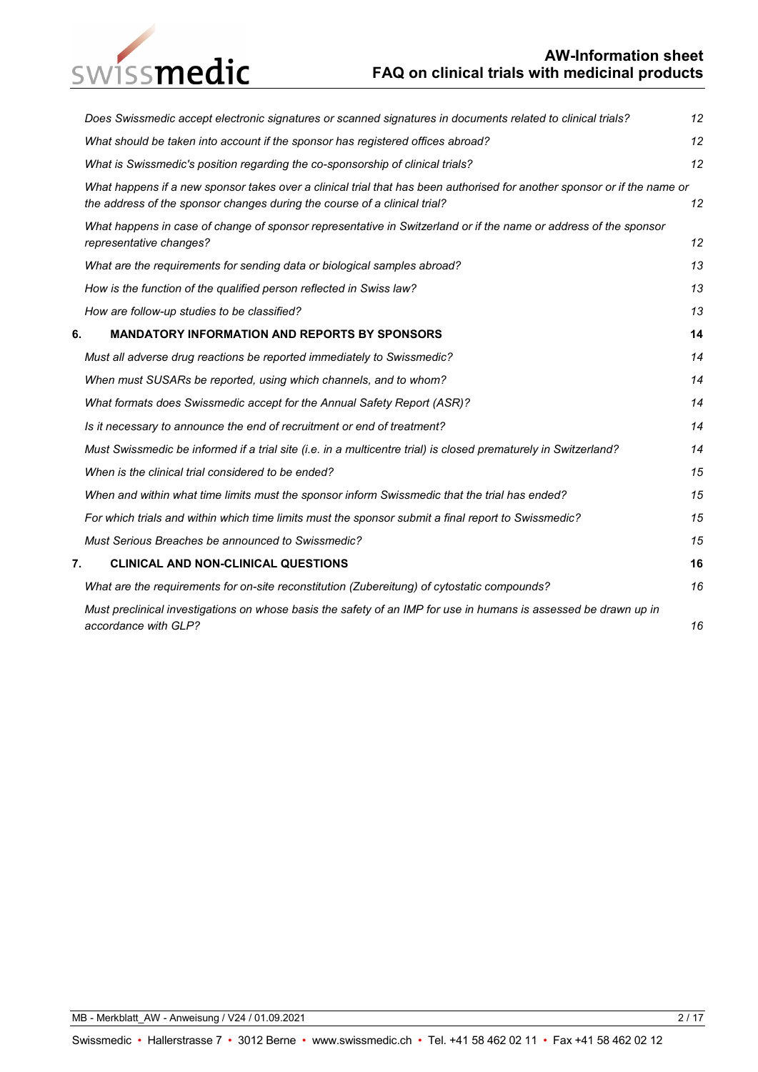*Does Swissmedic accept electronic signatures or scanned signatures in documents related to clinical trials?* 12

*What should be taken into account if the sponsor has registered offices abroad?* 12

*What is Swissmedic's position regarding the co-sponsorship of clinical trials?* 12

*What happens if a new sponsor takes over a clinical trial that has been authorised for another sponsor or if the name or the address of the sponsor changes during the course of a clinical trial?* 12

*What happens in case of change of sponsor representative in Switzerland or if the name or address of the sponsor representative changes?* 12

*What are the requirements for sending data or biological samples abroad?* 13

*How is the function of the qualified person reflected in Swiss law?* 13

*How are follow-up studies to be classified?* 13

**6. MANDATORY INFORMATION AND REPORTS BY SPONSORS 14**

*Must all adverse drug reactions be reported immediately to Swissmedic?* 14

*When must SUSARs be reported, using which channels, and to whom?* 14

*What formats does Swissmedic accept for the Annual Safety Report (ASR)?* 14

*Is it necessary to announce the end of recruitment or end of treatment?* 14

*Must Swissmedic be informed if a trial site (i.e. in a multicentre trial) is closed prematurely in Switzerland?* 14

*When is the clinical trial considered to be ended?* 15

*When and within what time limits must the sponsor inform Swissmedic that the trial has ended?* 15

*For which trials and within which time limits must the sponsor submit a final report to Swissmedic?* 15

*Must Serious Breaches be announced to Swissmedic?* 15

**7. CLINICAL AND NON-CLINICAL QUESTIONS 16**

*What are the requirements for on-site reconstitution (Zubereitung) of cytostatic compounds?* 16

*Must preclinical investigations on whose basis the safety of an IMP for use in humans is assessed be drawn up in accordance with GLP?* 16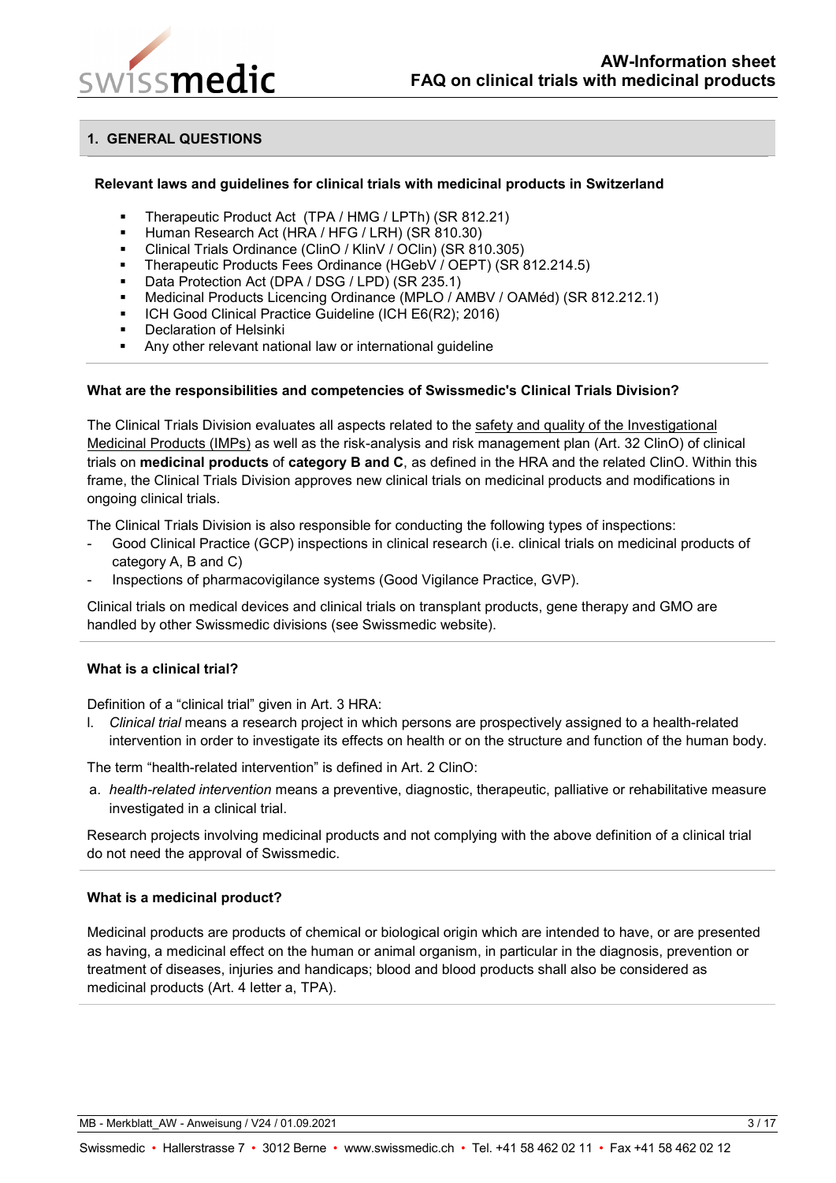## 1. GENERAL QUESTIONS

**Relevant laws and guidelines for clinical trials with medicinal products in Switzerland**

- Therapeutic Product Act (TPA / HMG / LPTh) (SR 812.21)
- Human Research Act (HRA / HFG / LRH) (SR 810.30)
- Clinical Trials Ordinance (ClinO / KlinV / OClin) (SR 810.305)
- Therapeutic Products Fees Ordinance (HGebV / OEPT) (SR 812.214.5)
- Data Protection Act (DPA / DSG / LPD) (SR 235.1)
- Medicinal Products Licencing Ordinance (MPLO / AMBV / OAMéd) (SR 812.212.1)
- ICH Good Clinical Practice Guideline (ICH E6(R2); 2016)
- Declaration of Helsinki
- Any other relevant national law or international guideline

**What are the responsibilities and competencies of Swissmedic's Clinical Trials Division?**

The Clinical Trials Division evaluates all aspects related to the safety and quality of the Investigational Medicinal Products (IMPs) as well as the risk-analysis and risk management plan (Art. 32 ClinO) of clinical trials on **medicinal products** of **category B and C**, as defined in the HRA and the related ClinO. Within this frame, the Clinical Trials Division approves new clinical trials on medicinal products and modifications in ongoing clinical trials.

The Clinical Trials Division is also responsible for conducting the following types of inspections:

- Good Clinical Practice (GCP) inspections in clinical research (i.e. clinical trials on medicinal products of category A, B and C)
- Inspections of pharmacovigilance systems (Good Vigilance Practice, GVP).

Clinical trials on medical devices and clinical trials on transplant products, gene therapy and GMO are handled by other Swissmedic divisions (see Swissmedic website).

**What is a clinical trial?**

Definition of a "clinical trial" given in Art. 3 HRA:

l. *Clinical trial* means a research project in which persons are prospectively assigned to a health-related intervention in order to investigate its effects on health or on the structure and function of the human body.

The term "health-related intervention" is defined in Art. 2 ClinO:

a. *health-related intervention* means a preventive, diagnostic, therapeutic, palliative or rehabilitative measure investigated in a clinical trial.

Research projects involving medicinal products and not complying with the above definition of a clinical trial do not need the approval of Swissmedic.

**What is a medicinal product?**

Medicinal products are products of chemical or biological origin which are intended to have, or are presented as having, a medicinal effect on the human or animal organism, in particular in the diagnosis, prevention or treatment of diseases, injuries and handicaps; blood and blood products shall also be considered as medicinal products (Art. 4 letter a, TPA).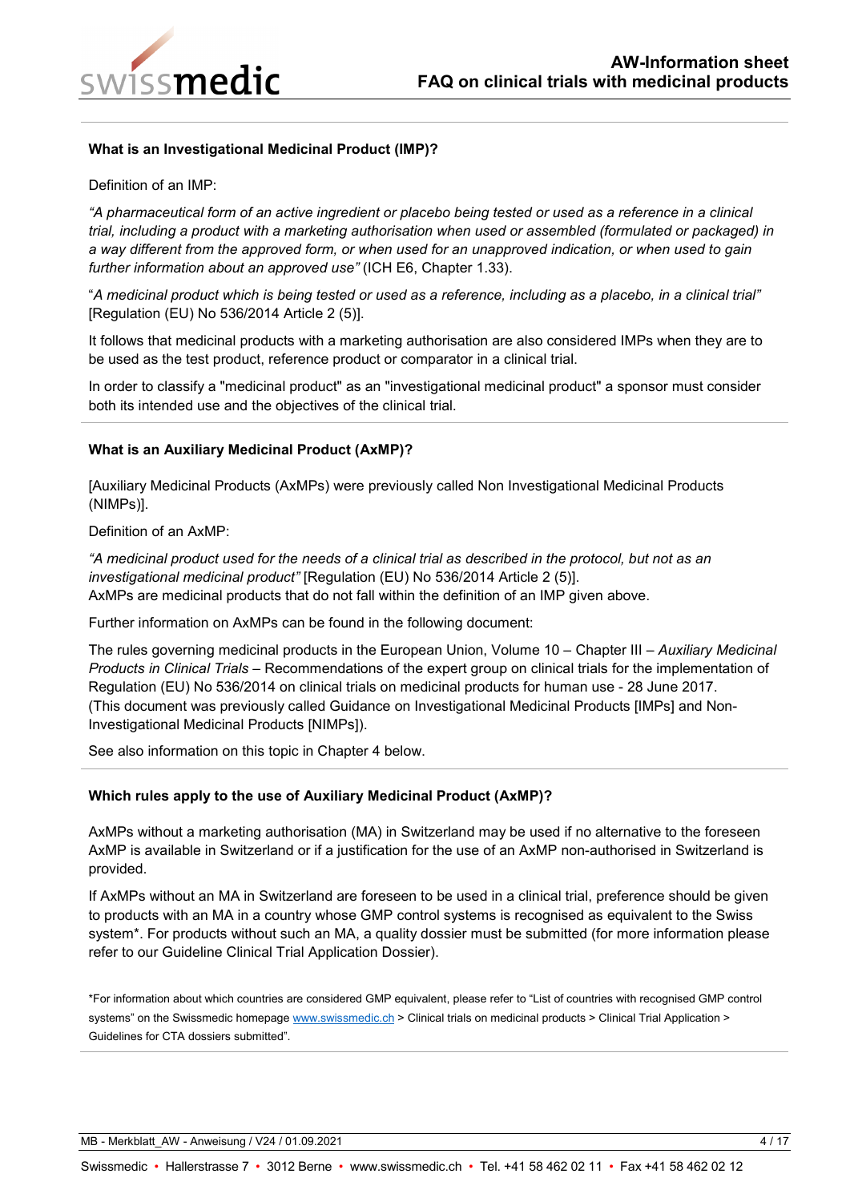### What is an Investigational Medicinal Product (IMP)?

Definition of an IMP:

*"A pharmaceutical form of an active ingredient or placebo being tested or used as a reference in a clinical trial, including a product with a marketing authorisation when used or assembled (formulated or packaged) in a way different from the approved form, or when used for an unapproved indication, or when used to gain further information about an approved use"* (ICH E6, Chapter 1.33).

"*A medicinal product which is being tested or used as a reference, including as a placebo, in a clinical trial"* [Regulation (EU) No 536/2014 Article 2 (5)].

It follows that medicinal products with a marketing authorisation are also considered IMPs when they are to be used as the test product, reference product or comparator in a clinical trial.

In order to classify a "medicinal product" as an "investigational medicinal product" a sponsor must consider both its intended use and the objectives of the clinical trial.

### What is an Auxiliary Medicinal Product (AxMP)?

[Auxiliary Medicinal Products (AxMPs) were previously called Non Investigational Medicinal Products (NIMPs)].

Definition of an AxMP:

*"A medicinal product used for the needs of a clinical trial as described in the protocol, but not as an investigational medicinal product"* [Regulation (EU) No 536/2014 Article 2 (5)].
AxMPs are medicinal products that do not fall within the definition of an IMP given above.

Further information on AxMPs can be found in the following document:

The rules governing medicinal products in the European Union, Volume 10 – Chapter III – *Auxiliary Medicinal Products in Clinical Trials* – Recommendations of the expert group on clinical trials for the implementation of Regulation (EU) No 536/2014 on clinical trials on medicinal products for human use - 28 June 2017.
(This document was previously called Guidance on Investigational Medicinal Products [IMPs] and Non-Investigational Medicinal Products [NIMPs]).

See also information on this topic in Chapter 4 below.

### Which rules apply to the use of Auxiliary Medicinal Product (AxMP)?

AxMPs without a marketing authorisation (MA) in Switzerland may be used if no alternative to the foreseen AxMP is available in Switzerland or if a justification for the use of an AxMP non-authorised in Switzerland is provided.

If AxMPs without an MA in Switzerland are foreseen to be used in a clinical trial, preference should be given to products with an MA in a country whose GMP control systems is recognised as equivalent to the Swiss system*. For products without such an MA, a quality dossier must be submitted (for more information please refer to our Guideline Clinical Trial Application Dossier).

*For information about which countries are considered GMP equivalent, please refer to "List of countries with recognised GMP control systems" on the Swissmedic homepage www.swissmedic.ch > Clinical trials on medicinal products > Clinical Trial Application > Guidelines for CTA dossiers submitted".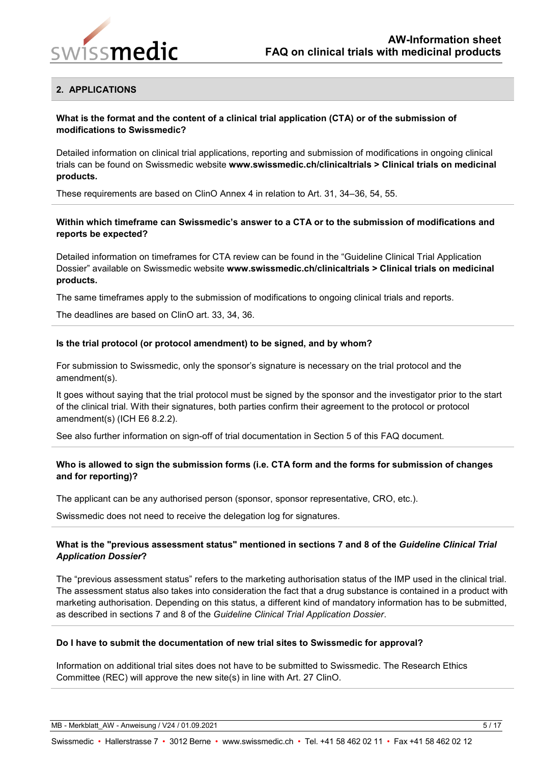## 2. APPLICATIONS

**What is the format and the content of a clinical trial application (CTA) or of the submission of modifications to Swissmedic?**

Detailed information on clinical trial applications, reporting and submission of modifications in ongoing clinical trials can be found on Swissmedic website **www.swissmedic.ch/clinicaltrials > Clinical trials on medicinal products.**

These requirements are based on ClinO Annex 4 in relation to Art. 31, 34–36, 54, 55.

**Within which timeframe can Swissmedic's answer to a CTA or to the submission of modifications and reports be expected?**

Detailed information on timeframes for CTA review can be found in the "Guideline Clinical Trial Application Dossier" available on Swissmedic website **www.swissmedic.ch/clinicaltrials > Clinical trials on medicinal products.**

The same timeframes apply to the submission of modifications to ongoing clinical trials and reports.

The deadlines are based on ClinO art. 33, 34, 36.

**Is the trial protocol (or protocol amendment) to be signed, and by whom?**

For submission to Swissmedic, only the sponsor's signature is necessary on the trial protocol and the amendment(s).

It goes without saying that the trial protocol must be signed by the sponsor and the investigator prior to the start of the clinical trial. With their signatures, both parties confirm their agreement to the protocol or protocol amendment(s) (ICH E6 8.2.2).

See also further information on sign-off of trial documentation in Section 5 of this FAQ document.

**Who is allowed to sign the submission forms (i.e. CTA form and the forms for submission of changes and for reporting)?**

The applicant can be any authorised person (sponsor, sponsor representative, CRO, etc.).

Swissmedic does not need to receive the delegation log for signatures.

**What is the "previous assessment status" mentioned in sections 7 and 8 of the *Guideline Clinical Trial Application Dossier*?**

The "previous assessment status" refers to the marketing authorisation status of the IMP used in the clinical trial. The assessment status also takes into consideration the fact that a drug substance is contained in a product with marketing authorisation. Depending on this status, a different kind of mandatory information has to be submitted, as described in sections 7 and 8 of the *Guideline Clinical Trial Application Dossier*.

**Do I have to submit the documentation of new trial sites to Swissmedic for approval?**

Information on additional trial sites does not have to be submitted to Swissmedic. The Research Ethics Committee (REC) will approve the new site(s) in line with Art. 27 ClinO.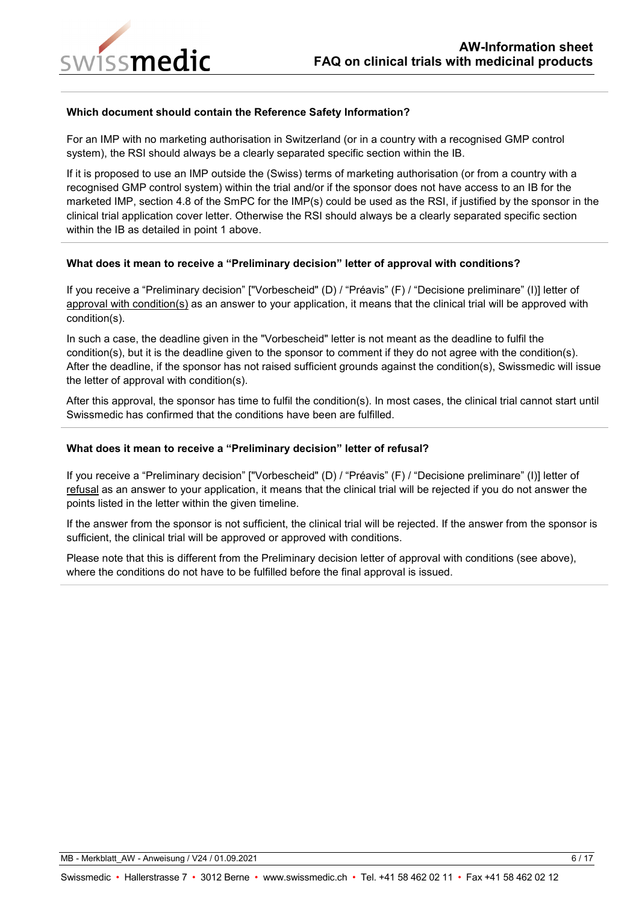#### Which document should contain the Reference Safety Information?

For an IMP with no marketing authorisation in Switzerland (or in a country with a recognised GMP control system), the RSI should always be a clearly separated specific section within the IB.

If it is proposed to use an IMP outside the (Swiss) terms of marketing authorisation (or from a country with a recognised GMP control system) within the trial and/or if the sponsor does not have access to an IB for the marketed IMP, section 4.8 of the SmPC for the IMP(s) could be used as the RSI, if justified by the sponsor in the clinical trial application cover letter. Otherwise the RSI should always be a clearly separated specific section within the IB as detailed in point 1 above.

#### What does it mean to receive a "Preliminary decision" letter of approval with conditions?

If you receive a "Preliminary decision" ["Vorbescheid" (D) / "Préavis" (F) / "Decisione preliminare" (I)] letter of approval with condition(s) as an answer to your application, it means that the clinical trial will be approved with condition(s).

In such a case, the deadline given in the "Vorbescheid" letter is not meant as the deadline to fulfil the condition(s), but it is the deadline given to the sponsor to comment if they do not agree with the condition(s). After the deadline, if the sponsor has not raised sufficient grounds against the condition(s), Swissmedic will issue the letter of approval with condition(s).

After this approval, the sponsor has time to fulfil the condition(s). In most cases, the clinical trial cannot start until Swissmedic has confirmed that the conditions have been are fulfilled.

#### What does it mean to receive a "Preliminary decision" letter of refusal?

If you receive a "Preliminary decision" ["Vorbescheid" (D) / "Préavis" (F) / "Decisione preliminare" (I)] letter of refusal as an answer to your application, it means that the clinical trial will be rejected if you do not answer the points listed in the letter within the given timeline.

If the answer from the sponsor is not sufficient, the clinical trial will be rejected. If the answer from the sponsor is sufficient, the clinical trial will be approved or approved with conditions.

Please note that this is different from the Preliminary decision letter of approval with conditions (see above), where the conditions do not have to be fulfilled before the final approval is issued.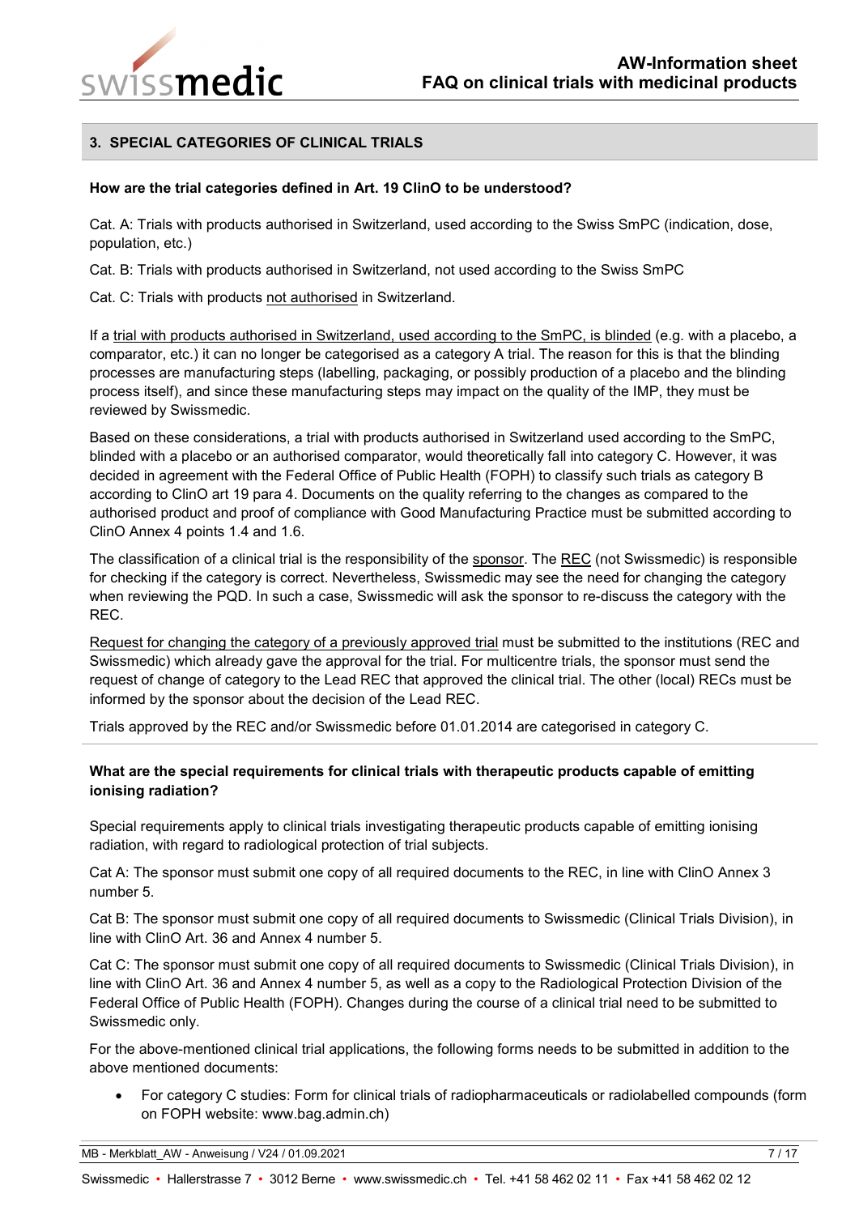## 3. SPECIAL CATEGORIES OF CLINICAL TRIALS

**How are the trial categories defined in Art. 19 ClinO to be understood?**

Cat. A: Trials with products authorised in Switzerland, used according to the Swiss SmPC (indication, dose, population, etc.)

Cat. B: Trials with products authorised in Switzerland, not used according to the Swiss SmPC

Cat. C: Trials with products not authorised in Switzerland.

If a trial with products authorised in Switzerland, used according to the SmPC, is blinded (e.g. with a placebo, a comparator, etc.) it can no longer be categorised as a category A trial. The reason for this is that the blinding processes are manufacturing steps (labelling, packaging, or possibly production of a placebo and the blinding process itself), and since these manufacturing steps may impact on the quality of the IMP, they must be reviewed by Swissmedic.

Based on these considerations, a trial with products authorised in Switzerland used according to the SmPC, blinded with a placebo or an authorised comparator, would theoretically fall into category C. However, it was decided in agreement with the Federal Office of Public Health (FOPH) to classify such trials as category B according to ClinO art 19 para 4. Documents on the quality referring to the changes as compared to the authorised product and proof of compliance with Good Manufacturing Practice must be submitted according to ClinO Annex 4 points 1.4 and 1.6.

The classification of a clinical trial is the responsibility of the sponsor. The REC (not Swissmedic) is responsible for checking if the category is correct. Nevertheless, Swissmedic may see the need for changing the category when reviewing the PQD. In such a case, Swissmedic will ask the sponsor to re-discuss the category with the REC.

Request for changing the category of a previously approved trial must be submitted to the institutions (REC and Swissmedic) which already gave the approval for the trial. For multicentre trials, the sponsor must send the request of change of category to the Lead REC that approved the clinical trial. The other (local) RECs must be informed by the sponsor about the decision of the Lead REC.

Trials approved by the REC and/or Swissmedic before 01.01.2014 are categorised in category C.

**What are the special requirements for clinical trials with therapeutic products capable of emitting ionising radiation?**

Special requirements apply to clinical trials investigating therapeutic products capable of emitting ionising radiation, with regard to radiological protection of trial subjects.

Cat A: The sponsor must submit one copy of all required documents to the REC, in line with ClinO Annex 3 number 5.

Cat B: The sponsor must submit one copy of all required documents to Swissmedic (Clinical Trials Division), in line with ClinO Art. 36 and Annex 4 number 5.

Cat C: The sponsor must submit one copy of all required documents to Swissmedic (Clinical Trials Division), in line with ClinO Art. 36 and Annex 4 number 5, as well as a copy to the Radiological Protection Division of the Federal Office of Public Health (FOPH). Changes during the course of a clinical trial need to be submitted to Swissmedic only.

For the above-mentioned clinical trial applications, the following forms needs to be submitted in addition to the above mentioned documents:

- For category C studies: Form for clinical trials of radiopharmaceuticals or radiolabelled compounds (form on FOPH website: www.bag.admin.ch)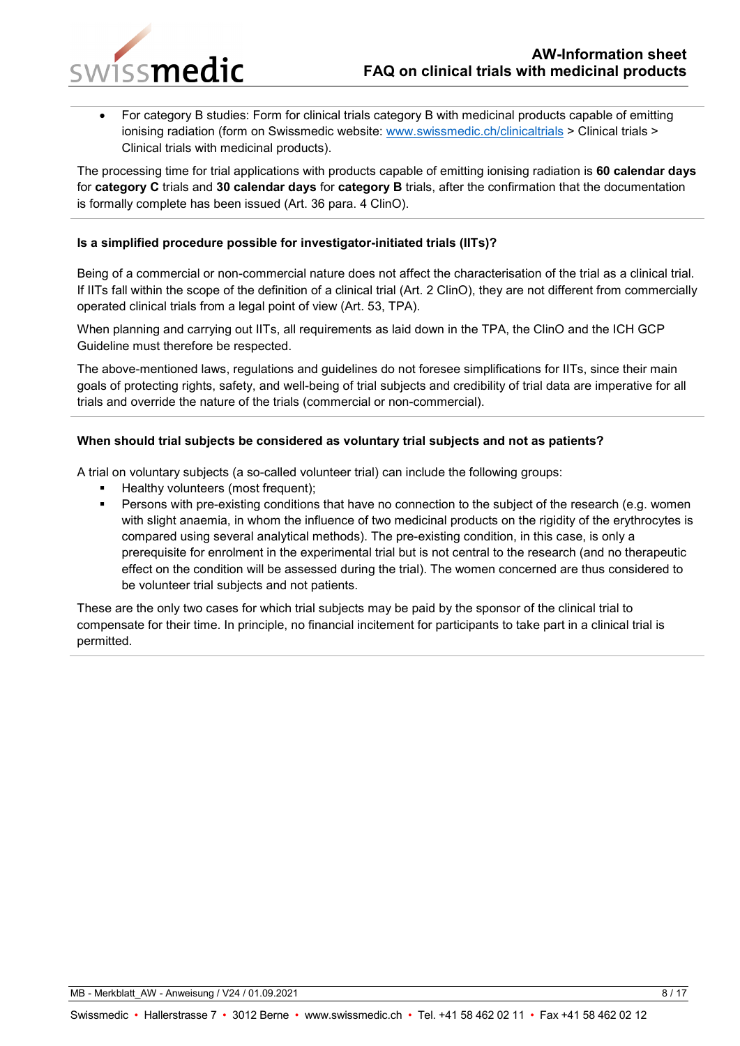- For category B studies: Form for clinical trials category B with medicinal products capable of emitting ionising radiation (form on Swissmedic website: [www.swissmedic.ch/clinicaltrials](http://www.swissmedic.ch/clinicaltrials) > Clinical trials > Clinical trials with medicinal products).

The processing time for trial applications with products capable of emitting ionising radiation is **60 calendar days** for **category C** trials and **30 calendar days** for **category B** trials, after the confirmation that the documentation is formally complete has been issued (Art. 36 para. 4 ClinO).

---

**Is a simplified procedure possible for investigator-initiated trials (IITs)?**

Being of a commercial or non-commercial nature does not affect the characterisation of the trial as a clinical trial. If IITs fall within the scope of the definition of a clinical trial (Art. 2 ClinO), they are not different from commercially operated clinical trials from a legal point of view (Art. 53, TPA).

When planning and carrying out IITs, all requirements as laid down in the TPA, the ClinO and the ICH GCP Guideline must therefore be respected.

The above-mentioned laws, regulations and guidelines do not foresee simplifications for IITs, since their main goals of protecting rights, safety, and well-being of trial subjects and credibility of trial data are imperative for all trials and override the nature of the trials (commercial or non-commercial).

---

**When should trial subjects be considered as voluntary trial subjects and not as patients?**

A trial on voluntary subjects (a so-called volunteer trial) can include the following groups:

- Healthy volunteers (most frequent);
- Persons with pre-existing conditions that have no connection to the subject of the research (e.g. women with slight anaemia, in whom the influence of two medicinal products on the rigidity of the erythrocytes is compared using several analytical methods). The pre-existing condition, in this case, is only a prerequisite for enrolment in the experimental trial but is not central to the research (and no therapeutic effect on the condition will be assessed during the trial). The women concerned are thus considered to be volunteer trial subjects and not patients.

These are the only two cases for which trial subjects may be paid by the sponsor of the clinical trial to compensate for their time. In principle, no financial incitement for participants to take part in a clinical trial is permitted.

---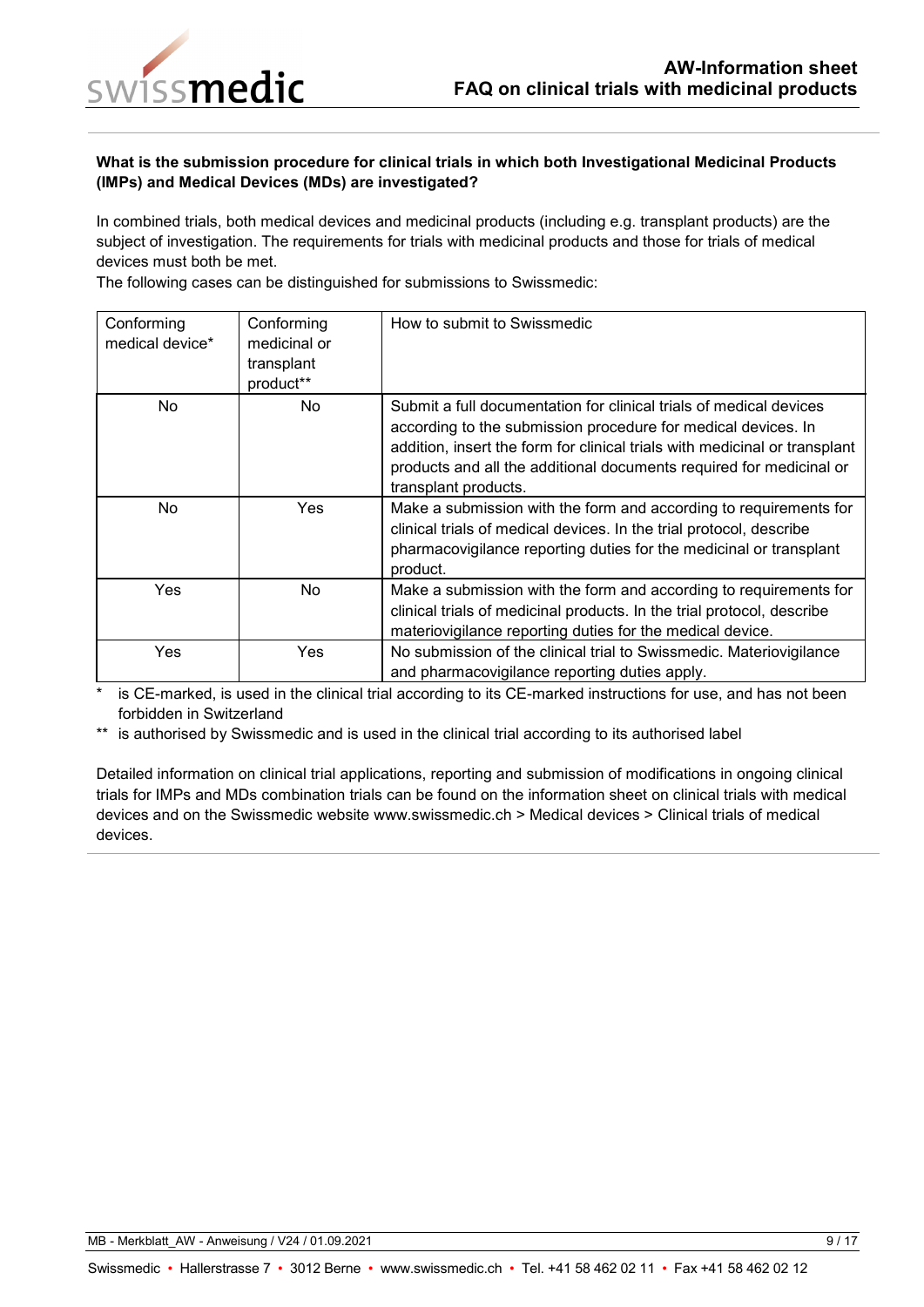**What is the submission procedure for clinical trials in which both Investigational Medicinal Products (IMPs) and Medical Devices (MDs) are investigated?**

In combined trials, both medical devices and medicinal products (including e.g. transplant products) are the subject of investigation. The requirements for trials with medicinal products and those for trials of medical devices must both be met.

The following cases can be distinguished for submissions to Swissmedic:

| Conforming medical device* | Conforming medicinal or transplant product** | How to submit to Swissmedic |
|---|---|---|
| No | No | Submit a full documentation for clinical trials of medical devices according to the submission procedure for medical devices. In addition, insert the form for clinical trials with medicinal or transplant products and all the additional documents required for medicinal or transplant products. |
| No | Yes | Make a submission with the form and according to requirements for clinical trials of medical devices. In the trial protocol, describe pharmacovigilance reporting duties for the medicinal or transplant product. |
| Yes | No | Make a submission with the form and according to requirements for clinical trials of medicinal products. In the trial protocol, describe materiovigilance reporting duties for the medical device. |
| Yes | Yes | No submission of the clinical trial to Swissmedic. Materiovigilance and pharmacovigilance reporting duties apply. |

\* is CE-marked, is used in the clinical trial according to its CE-marked instructions for use, and has not been forbidden in Switzerland

\*\* is authorised by Swissmedic and is used in the clinical trial according to its authorised label

Detailed information on clinical trial applications, reporting and submission of modifications in ongoing clinical trials for IMPs and MDs combination trials can be found on the information sheet on clinical trials with medical devices and on the Swissmedic website www.swissmedic.ch > Medical devices > Clinical trials of medical devices.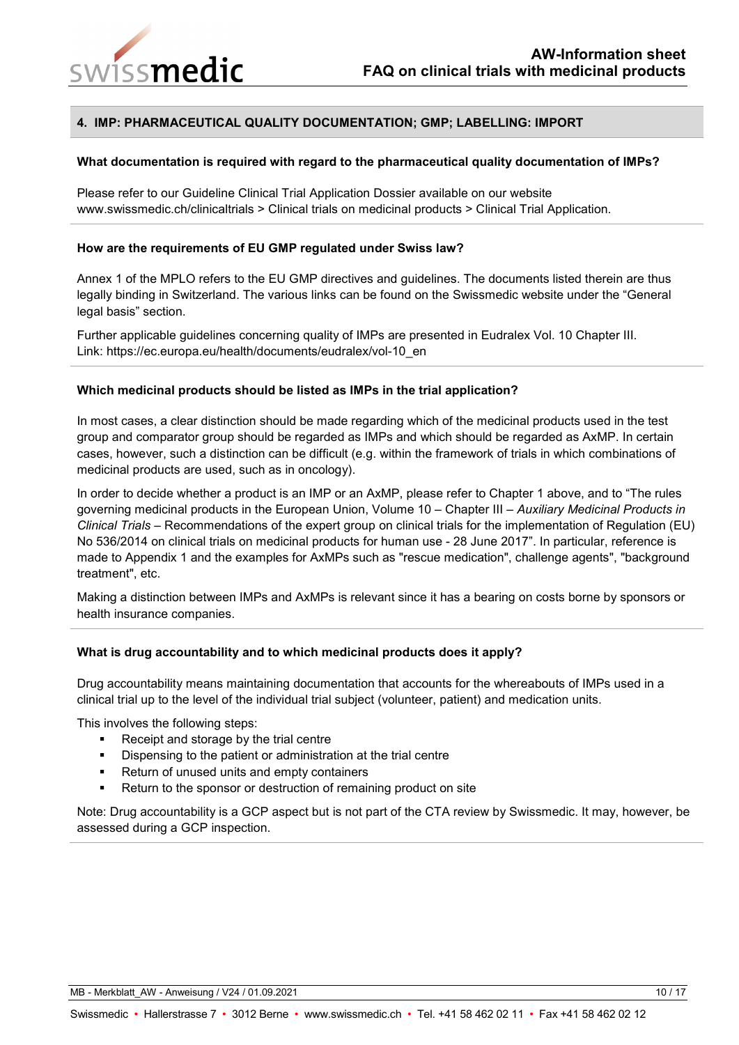## 4. IMP: PHARMACEUTICAL QUALITY DOCUMENTATION; GMP; LABELLING: IMPORT

**What documentation is required with regard to the pharmaceutical quality documentation of IMPs?**

Please refer to our Guideline Clinical Trial Application Dossier available on our website www.swissmedic.ch/clinicaltrials > Clinical trials on medicinal products > Clinical Trial Application.

**How are the requirements of EU GMP regulated under Swiss law?**

Annex 1 of the MPLO refers to the EU GMP directives and guidelines. The documents listed therein are thus legally binding in Switzerland. The various links can be found on the Swissmedic website under the "General legal basis" section.

Further applicable guidelines concerning quality of IMPs are presented in Eudralex Vol. 10 Chapter III.
Link: https://ec.europa.eu/health/documents/eudralex/vol-10_en

**Which medicinal products should be listed as IMPs in the trial application?**

In most cases, a clear distinction should be made regarding which of the medicinal products used in the test group and comparator group should be regarded as IMPs and which should be regarded as AxMP. In certain cases, however, such a distinction can be difficult (e.g. within the framework of trials in which combinations of medicinal products are used, such as in oncology).

In order to decide whether a product is an IMP or an AxMP, please refer to Chapter 1 above, and to "The rules governing medicinal products in the European Union, Volume 10 – Chapter III – *Auxiliary Medicinal Products in Clinical Trials* – Recommendations of the expert group on clinical trials for the implementation of Regulation (EU) No 536/2014 on clinical trials on medicinal products for human use - 28 June 2017". In particular, reference is made to Appendix 1 and the examples for AxMPs such as "rescue medication", challenge agents", "background treatment", etc.

Making a distinction between IMPs and AxMPs is relevant since it has a bearing on costs borne by sponsors or health insurance companies.

**What is drug accountability and to which medicinal products does it apply?**

Drug accountability means maintaining documentation that accounts for the whereabouts of IMPs used in a clinical trial up to the level of the individual trial subject (volunteer, patient) and medication units.

This involves the following steps:

- Receipt and storage by the trial centre
- Dispensing to the patient or administration at the trial centre
- Return of unused units and empty containers
- Return to the sponsor or destruction of remaining product on site

Note: Drug accountability is a GCP aspect but is not part of the CTA review by Swissmedic. It may, however, be assessed during a GCP inspection.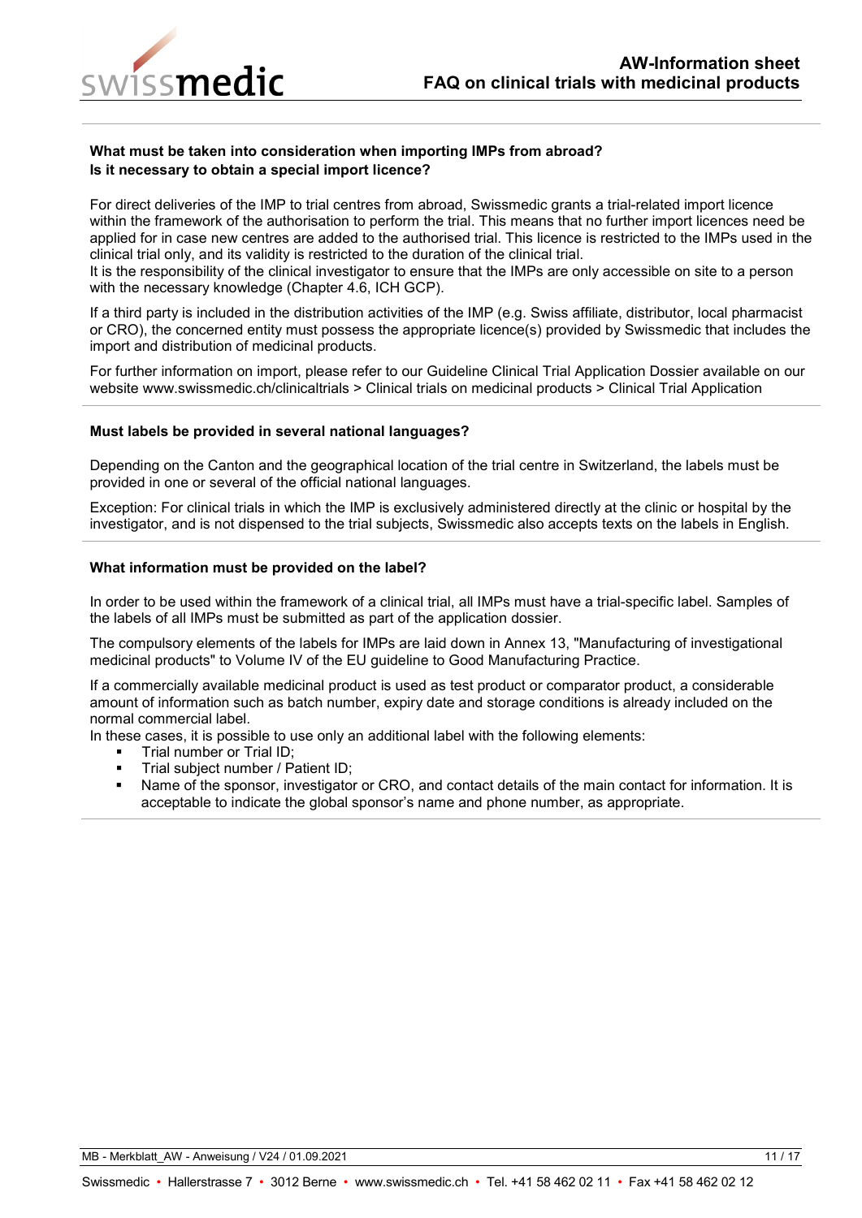**What must be taken into consideration when importing IMPs from abroad? Is it necessary to obtain a special import licence?**

For direct deliveries of the IMP to trial centres from abroad, Swissmedic grants a trial-related import licence within the framework of the authorisation to perform the trial. This means that no further import licences need be applied for in case new centres are added to the authorised trial. This licence is restricted to the IMPs used in the clinical trial only, and its validity is restricted to the duration of the clinical trial.
It is the responsibility of the clinical investigator to ensure that the IMPs are only accessible on site to a person with the necessary knowledge (Chapter 4.6, ICH GCP).

If a third party is included in the distribution activities of the IMP (e.g. Swiss affiliate, distributor, local pharmacist or CRO), the concerned entity must possess the appropriate licence(s) provided by Swissmedic that includes the import and distribution of medicinal products.

For further information on import, please refer to our Guideline Clinical Trial Application Dossier available on our website www.swissmedic.ch/clinicaltrials > Clinical trials on medicinal products > Clinical Trial Application

**Must labels be provided in several national languages?**

Depending on the Canton and the geographical location of the trial centre in Switzerland, the labels must be provided in one or several of the official national languages.

Exception: For clinical trials in which the IMP is exclusively administered directly at the clinic or hospital by the investigator, and is not dispensed to the trial subjects, Swissmedic also accepts texts on the labels in English.

**What information must be provided on the label?**

In order to be used within the framework of a clinical trial, all IMPs must have a trial-specific label. Samples of the labels of all IMPs must be submitted as part of the application dossier.

The compulsory elements of the labels for IMPs are laid down in Annex 13, "Manufacturing of investigational medicinal products" to Volume IV of the EU guideline to Good Manufacturing Practice.

If a commercially available medicinal product is used as test product or comparator product, a considerable amount of information such as batch number, expiry date and storage conditions is already included on the normal commercial label.
In these cases, it is possible to use only an additional label with the following elements:

- Trial number or Trial ID;
- Trial subject number / Patient ID;
- Name of the sponsor, investigator or CRO, and contact details of the main contact for information. It is acceptable to indicate the global sponsor's name and phone number, as appropriate.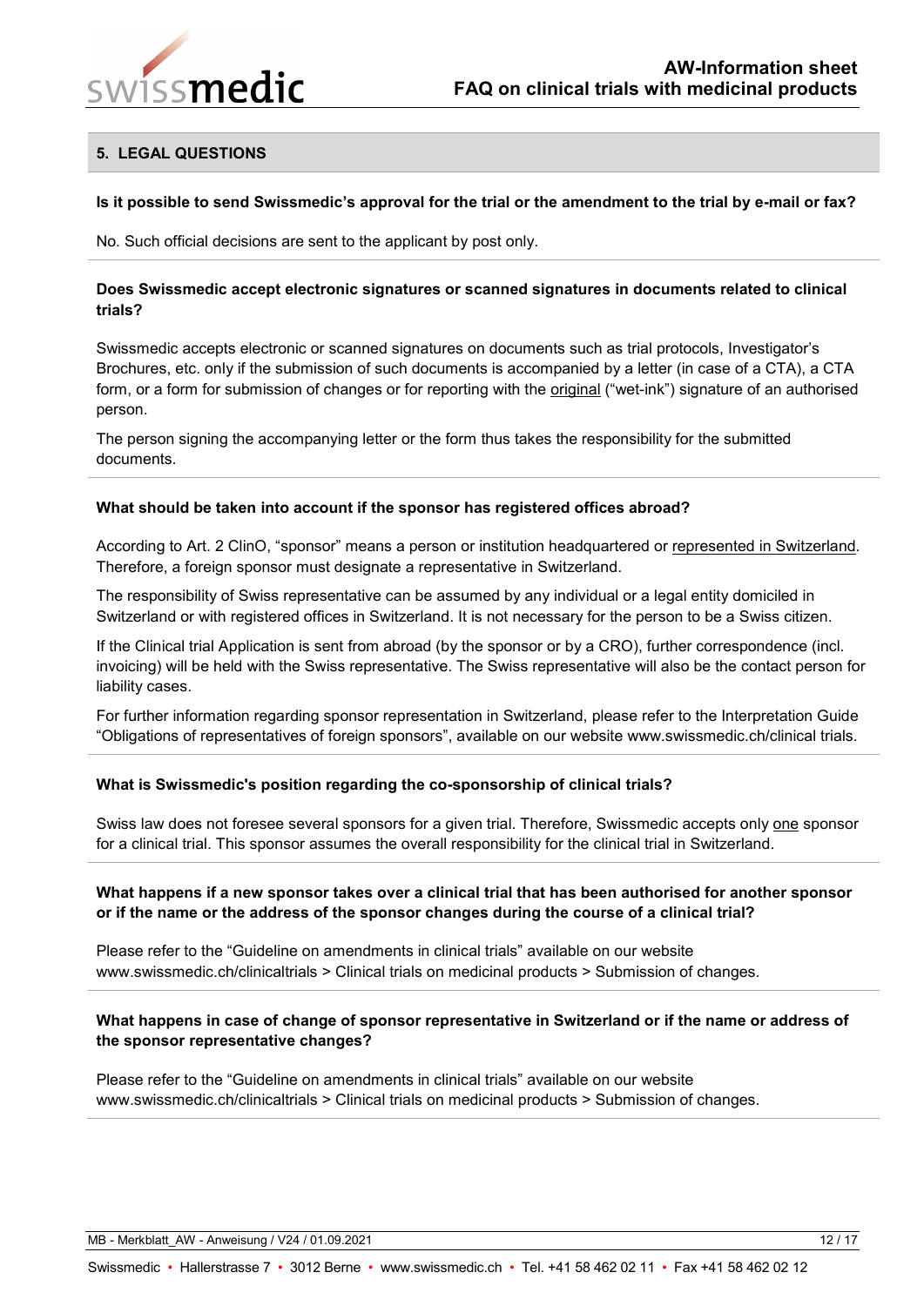## 5. LEGAL QUESTIONS

**Is it possible to send Swissmedic's approval for the trial or the amendment to the trial by e-mail or fax?**

No. Such official decisions are sent to the applicant by post only.

**Does Swissmedic accept electronic signatures or scanned signatures in documents related to clinical trials?**

Swissmedic accepts electronic or scanned signatures on documents such as trial protocols, Investigator's Brochures, etc. only if the submission of such documents is accompanied by a letter (in case of a CTA), a CTA form, or a form for submission of changes or for reporting with the original ("wet-ink") signature of an authorised person.

The person signing the accompanying letter or the form thus takes the responsibility for the submitted documents.

**What should be taken into account if the sponsor has registered offices abroad?**

According to Art. 2 ClinO, "sponsor" means a person or institution headquartered or represented in Switzerland. Therefore, a foreign sponsor must designate a representative in Switzerland.

The responsibility of Swiss representative can be assumed by any individual or a legal entity domiciled in Switzerland or with registered offices in Switzerland. It is not necessary for the person to be a Swiss citizen.

If the Clinical trial Application is sent from abroad (by the sponsor or by a CRO), further correspondence (incl. invoicing) will be held with the Swiss representative. The Swiss representative will also be the contact person for liability cases.

For further information regarding sponsor representation in Switzerland, please refer to the Interpretation Guide "Obligations of representatives of foreign sponsors", available on our website www.swissmedic.ch/clinical trials.

**What is Swissmedic's position regarding the co-sponsorship of clinical trials?**

Swiss law does not foresee several sponsors for a given trial. Therefore, Swissmedic accepts only one sponsor for a clinical trial. This sponsor assumes the overall responsibility for the clinical trial in Switzerland.

**What happens if a new sponsor takes over a clinical trial that has been authorised for another sponsor or if the name or the address of the sponsor changes during the course of a clinical trial?**

Please refer to the "Guideline on amendments in clinical trials" available on our website www.swissmedic.ch/clinicaltrials > Clinical trials on medicinal products > Submission of changes.

**What happens in case of change of sponsor representative in Switzerland or if the name or address of the sponsor representative changes?**

Please refer to the "Guideline on amendments in clinical trials" available on our website www.swissmedic.ch/clinicaltrials > Clinical trials on medicinal products > Submission of changes.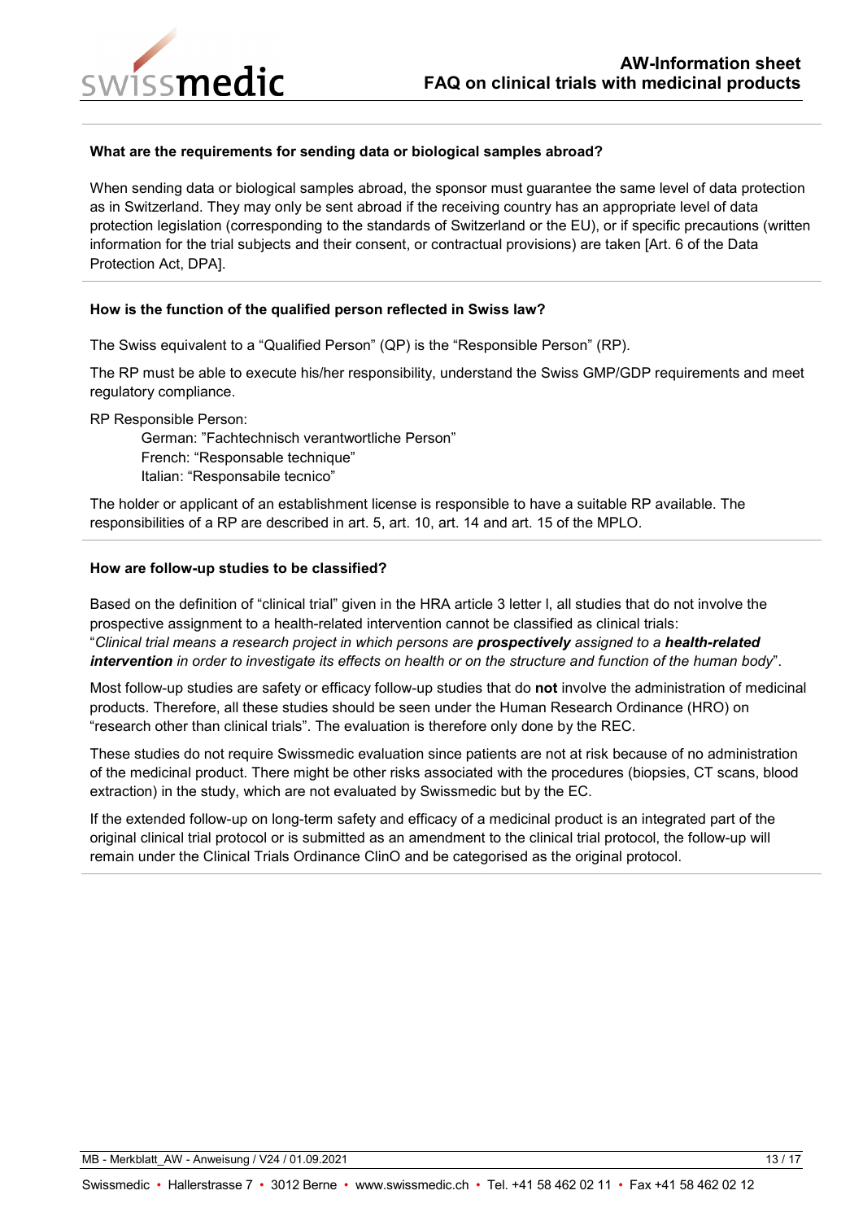### What are the requirements for sending data or biological samples abroad?

When sending data or biological samples abroad, the sponsor must guarantee the same level of data protection as in Switzerland. They may only be sent abroad if the receiving country has an appropriate level of data protection legislation (corresponding to the standards of Switzerland or the EU), or if specific precautions (written information for the trial subjects and their consent, or contractual provisions) are taken [Art. 6 of the Data Protection Act, DPA].

### How is the function of the qualified person reflected in Swiss law?

The Swiss equivalent to a "Qualified Person" (QP) is the "Responsible Person" (RP).

The RP must be able to execute his/her responsibility, understand the Swiss GMP/GDP requirements and meet regulatory compliance.

RP Responsible Person:

German: "Fachtechnisch verantwortliche Person"
French: "Responsable technique"
Italian: "Responsabile tecnico"

The holder or applicant of an establishment license is responsible to have a suitable RP available. The responsibilities of a RP are described in art. 5, art. 10, art. 14 and art. 15 of the MPLO.

### How are follow-up studies to be classified?

Based on the definition of "clinical trial" given in the HRA article 3 letter l, all studies that do not involve the prospective assignment to a health-related intervention cannot be classified as clinical trials:
"*Clinical trial means a research project in which persons are **prospectively** assigned to a **health-related intervention** in order to investigate its effects on health or on the structure and function of the human body*".

Most follow-up studies are safety or efficacy follow-up studies that do **not** involve the administration of medicinal products. Therefore, all these studies should be seen under the Human Research Ordinance (HRO) on "research other than clinical trials". The evaluation is therefore only done by the REC.

These studies do not require Swissmedic evaluation since patients are not at risk because of no administration of the medicinal product. There might be other risks associated with the procedures (biopsies, CT scans, blood extraction) in the study, which are not evaluated by Swissmedic but by the EC.

If the extended follow-up on long-term safety and efficacy of a medicinal product is an integrated part of the original clinical trial protocol or is submitted as an amendment to the clinical trial protocol, the follow-up will remain under the Clinical Trials Ordinance ClinO and be categorised as the original protocol.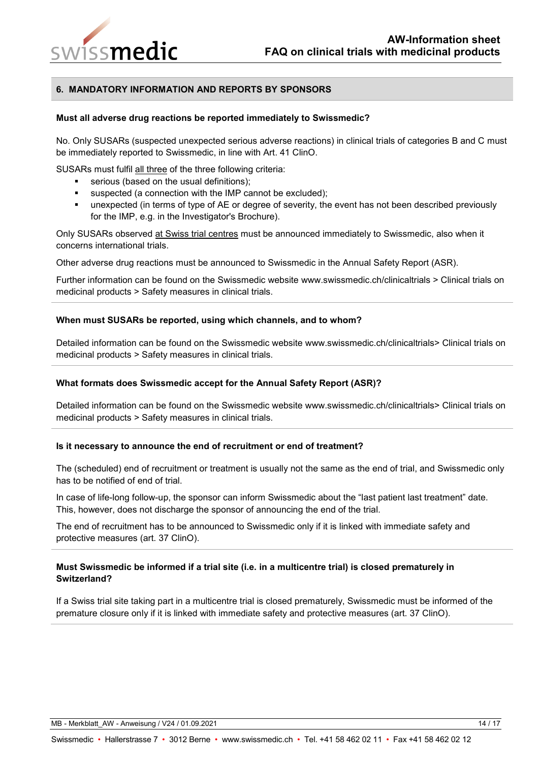## 6. MANDATORY INFORMATION AND REPORTS BY SPONSORS

**Must all adverse drug reactions be reported immediately to Swissmedic?**

No. Only SUSARs (suspected unexpected serious adverse reactions) in clinical trials of categories B and C must be immediately reported to Swissmedic, in line with Art. 41 ClinO.

SUSARs must fulfil all three of the three following criteria:

- serious (based on the usual definitions);
- suspected (a connection with the IMP cannot be excluded);
- unexpected (in terms of type of AE or degree of severity, the event has not been described previously for the IMP, e.g. in the Investigator's Brochure).

Only SUSARs observed at Swiss trial centres must be announced immediately to Swissmedic, also when it concerns international trials.

Other adverse drug reactions must be announced to Swissmedic in the Annual Safety Report (ASR).

Further information can be found on the Swissmedic website www.swissmedic.ch/clinicaltrials > Clinical trials on medicinal products > Safety measures in clinical trials.

**When must SUSARs be reported, using which channels, and to whom?**

Detailed information can be found on the Swissmedic website www.swissmedic.ch/clinicaltrials> Clinical trials on medicinal products > Safety measures in clinical trials.

**What formats does Swissmedic accept for the Annual Safety Report (ASR)?**

Detailed information can be found on the Swissmedic website www.swissmedic.ch/clinicaltrials> Clinical trials on medicinal products > Safety measures in clinical trials.

**Is it necessary to announce the end of recruitment or end of treatment?**

The (scheduled) end of recruitment or treatment is usually not the same as the end of trial, and Swissmedic only has to be notified of end of trial.

In case of life-long follow-up, the sponsor can inform Swissmedic about the "last patient last treatment" date. This, however, does not discharge the sponsor of announcing the end of the trial.

The end of recruitment has to be announced to Swissmedic only if it is linked with immediate safety and protective measures (art. 37 ClinO).

**Must Swissmedic be informed if a trial site (i.e. in a multicentre trial) is closed prematurely in Switzerland?**

If a Swiss trial site taking part in a multicentre trial is closed prematurely, Swissmedic must be informed of the premature closure only if it is linked with immediate safety and protective measures (art. 37 ClinO).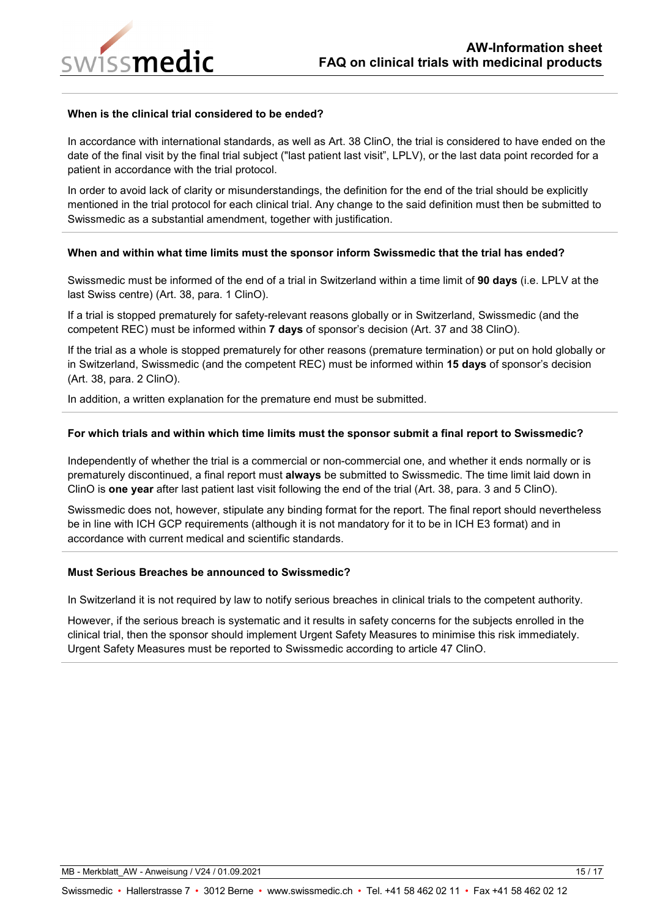### When is the clinical trial considered to be ended?

In accordance with international standards, as well as Art. 38 ClinO, the trial is considered to have ended on the date of the final visit by the final trial subject ("last patient last visit", LPLV), or the last data point recorded for a patient in accordance with the trial protocol.

In order to avoid lack of clarity or misunderstandings, the definition for the end of the trial should be explicitly mentioned in the trial protocol for each clinical trial. Any change to the said definition must then be submitted to Swissmedic as a substantial amendment, together with justification.

### When and within what time limits must the sponsor inform Swissmedic that the trial has ended?

Swissmedic must be informed of the end of a trial in Switzerland within a time limit of **90 days** (i.e. LPLV at the last Swiss centre) (Art. 38, para. 1 ClinO).

If a trial is stopped prematurely for safety-relevant reasons globally or in Switzerland, Swissmedic (and the competent REC) must be informed within **7 days** of sponsor's decision (Art. 37 and 38 ClinO).

If the trial as a whole is stopped prematurely for other reasons (premature termination) or put on hold globally or in Switzerland, Swissmedic (and the competent REC) must be informed within **15 days** of sponsor's decision (Art. 38, para. 2 ClinO).

In addition, a written explanation for the premature end must be submitted.

### For which trials and within which time limits must the sponsor submit a final report to Swissmedic?

Independently of whether the trial is a commercial or non-commercial one, and whether it ends normally or is prematurely discontinued, a final report must **always** be submitted to Swissmedic. The time limit laid down in ClinO is **one year** after last patient last visit following the end of the trial (Art. 38, para. 3 and 5 ClinO).

Swissmedic does not, however, stipulate any binding format for the report. The final report should nevertheless be in line with ICH GCP requirements (although it is not mandatory for it to be in ICH E3 format) and in accordance with current medical and scientific standards.

### Must Serious Breaches be announced to Swissmedic?

In Switzerland it is not required by law to notify serious breaches in clinical trials to the competent authority.

However, if the serious breach is systematic and it results in safety concerns for the subjects enrolled in the clinical trial, then the sponsor should implement Urgent Safety Measures to minimise this risk immediately. Urgent Safety Measures must be reported to Swissmedic according to article 47 ClinO.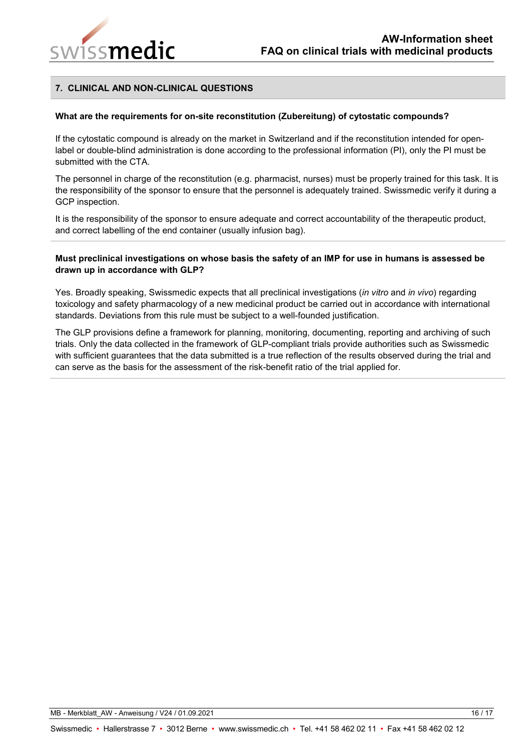## 7. CLINICAL AND NON-CLINICAL QUESTIONS

**What are the requirements for on-site reconstitution (Zubereitung) of cytostatic compounds?**

If the cytostatic compound is already on the market in Switzerland and if the reconstitution intended for open-label or double-blind administration is done according to the professional information (PI), only the PI must be submitted with the CTA.

The personnel in charge of the reconstitution (e.g. pharmacist, nurses) must be properly trained for this task. It is the responsibility of the sponsor to ensure that the personnel is adequately trained. Swissmedic verify it during a GCP inspection.

It is the responsibility of the sponsor to ensure adequate and correct accountability of the therapeutic product, and correct labelling of the end container (usually infusion bag).

**Must preclinical investigations on whose basis the safety of an IMP for use in humans is assessed be drawn up in accordance with GLP?**

Yes. Broadly speaking, Swissmedic expects that all preclinical investigations (*in vitro* and *in vivo*) regarding toxicology and safety pharmacology of a new medicinal product be carried out in accordance with international standards. Deviations from this rule must be subject to a well-founded justification.

The GLP provisions define a framework for planning, monitoring, documenting, reporting and archiving of such trials. Only the data collected in the framework of GLP-compliant trials provide authorities such as Swissmedic with sufficient guarantees that the data submitted is a true reflection of the results observed during the trial and can serve as the basis for the assessment of the risk-benefit ratio of the trial applied for.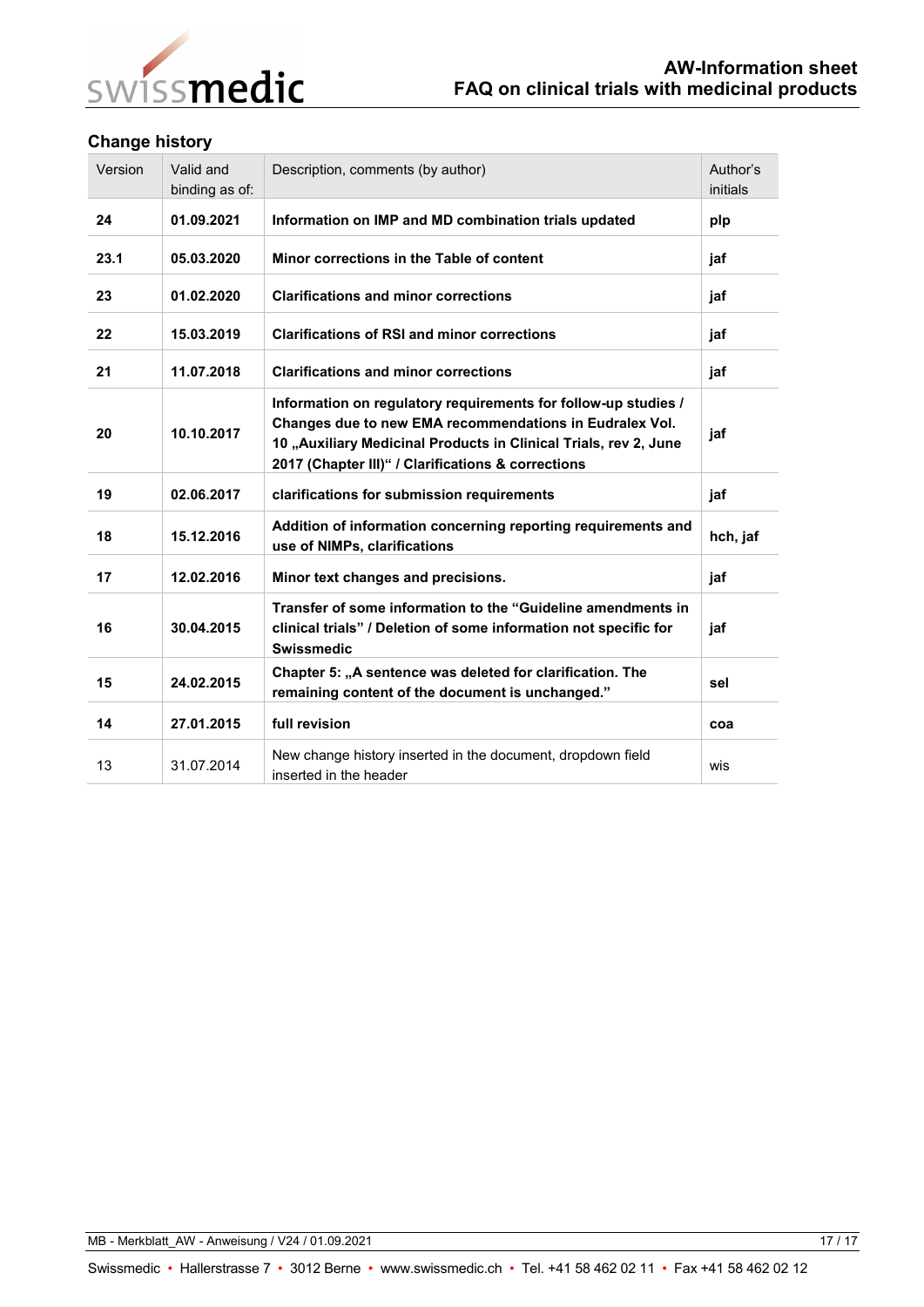## Change history

| Version | Valid and binding as of: | Description, comments (by author) | Author's initials |
|---|---|---|---|
| **24** | **01.09.2021** | **Information on IMP and MD combination trials updated** | **plp** |
| **23.1** | **05.03.2020** | **Minor corrections in the Table of content** | **jaf** |
| **23** | **01.02.2020** | **Clarifications and minor corrections** | **jaf** |
| **22** | **15.03.2019** | **Clarifications of RSI and minor corrections** | **jaf** |
| **21** | **11.07.2018** | **Clarifications and minor corrections** | **jaf** |
| **20** | **10.10.2017** | **Information on regulatory requirements for follow-up studies / Changes due to new EMA recommendations in Eudralex Vol. 10 „Auxiliary Medicinal Products in Clinical Trials, rev 2, June 2017 (Chapter III)" / Clarifications & corrections** | **jaf** |
| **19** | **02.06.2017** | **clarifications for submission requirements** | **jaf** |
| **18** | **15.12.2016** | **Addition of information concerning reporting requirements and use of NIMPs, clarifications** | **hch, jaf** |
| **17** | **12.02.2016** | **Minor text changes and precisions.** | **jaf** |
| **16** | **30.04.2015** | **Transfer of some information to the "Guideline amendments in clinical trials" / Deletion of some information not specific for Swissmedic** | **jaf** |
| **15** | **24.02.2015** | **Chapter 5: „A sentence was deleted for clarification. The remaining content of the document is unchanged."** | **sel** |
| **14** | **27.01.2015** | **full revision** | **coa** |
| 13 | 31.07.2014 | New change history inserted in the document, dropdown field inserted in the header | wis |